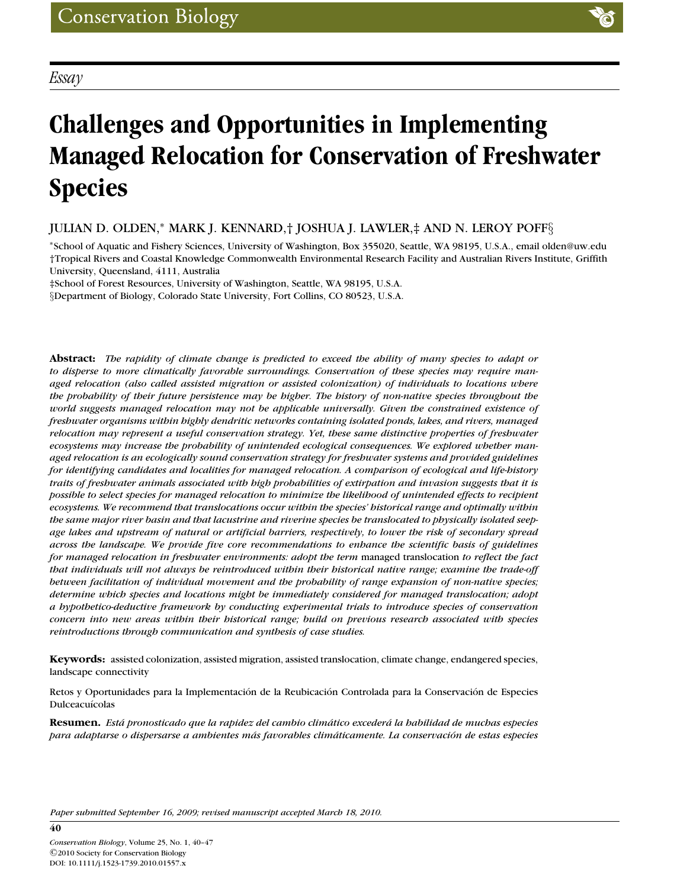*Essay*

# Challenges and Opportunities in Implementing Managed Relocation for Conservation of Freshwater Species

JULIAN D. OLDEN,* MARK J. KENNARD,† JOSHUA J. LAWLER,‡ AND N. LEROY POFF§

*School of Aquatic and Fishery Sciences, University of Washington, Box 355020, Seattle, WA 98195, U.S.A., email olden@uw.edu
†Tropical Rivers and Coastal Knowledge Commonwealth Environmental Research Facility and Australian Rivers Institute, Griffith University, Queensland, 4111, Australia
‡School of Forest Resources, University of Washington, Seattle, WA 98195, U.S.A.
§Department of Biology, Colorado State University, Fort Collins, CO 80523, U.S.A.

**Abstract:** *The rapidity of climate change is predicted to exceed the ability of many species to adapt or to disperse to more climatically favorable surroundings. Conservation of these species may require managed relocation (also called assisted migration or assisted colonization) of individuals to locations where the probability of their future persistence may be higher. The history of non-native species throughout the world suggests managed relocation may not be applicable universally. Given the constrained existence of freshwater organisms within highly dendritic networks containing isolated ponds, lakes, and rivers, managed relocation may represent a useful conservation strategy. Yet, these same distinctive properties of freshwater ecosystems may increase the probability of unintended ecological consequences. We explored whether managed relocation is an ecologically sound conservation strategy for freshwater systems and provided guidelines for identifying candidates and localities for managed relocation. A comparison of ecological and life-history traits of freshwater animals associated with high probabilities of extirpation and invasion suggests that it is possible to select species for managed relocation to minimize the likelihood of unintended effects to recipient ecosystems. We recommend that translocations occur within the species' historical range and optimally within the same major river basin and that lacustrine and riverine species be translocated to physically isolated seepage lakes and upstream of natural or artificial barriers, respectively, to lower the risk of secondary spread across the landscape. We provide five core recommendations to enhance the scientific basis of guidelines for managed relocation in freshwater environments: adopt the term* managed translocation *to reflect the fact that individuals will not always be reintroduced within their historical native range; examine the trade-off between facilitation of individual movement and the probability of range expansion of non-native species; determine which species and locations might be immediately considered for managed translocation; adopt a hypothetico-deductive framework by conducting experimental trials to introduce species of conservation concern into new areas within their historical range; build on previous research associated with species reintroductions through communication and synthesis of case studies.*

**Keywords:** assisted colonization, assisted migration, assisted translocation, climate change, endangered species, landscape connectivity

Retos y Oportunidades para la Implementación de la Reubicación Controlada para la Conservación de Especies Dulceacuícolas

**Resumen.** *Está pronosticado que la rapidez del cambio climático excederá la habilidad de muchas especies para adaptarse o dispersarse a ambientes más favorables climáticamente. La conservación de estas especies*

*Paper submitted September 16, 2009; revised manuscript accepted March 18, 2010.*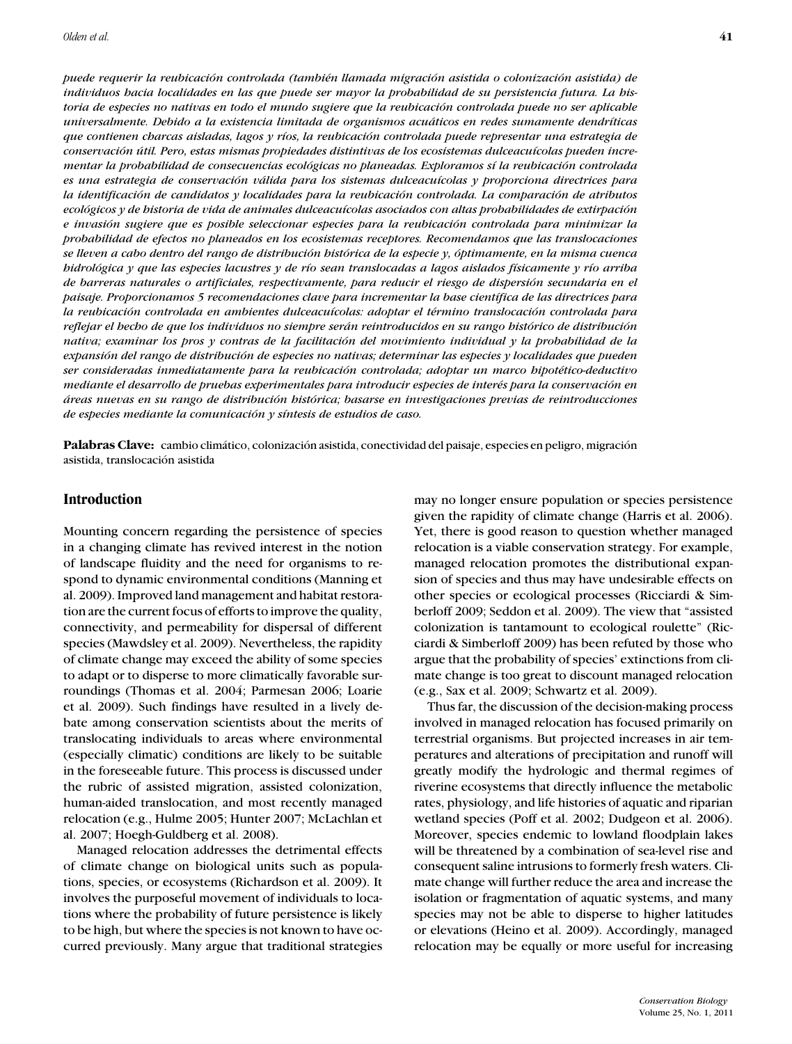*puede requerir la reubicación controlada (también llamada migración asistida o colonización asistida) de individuos hacia localidades en las que puede ser mayor la probabilidad de su persistencia futura. La historia de especies no nativas en todo el mundo sugiere que la reubicación controlada puede no ser aplicable universalmente. Debido a la existencia limitada de organismos acuáticos en redes sumamente dendríticas que contienen charcas aisladas, lagos y ríos, la reubicación controlada puede representar una estrategia de conservación útil. Pero, estas mismas propiedades distintivas de los ecosistemas dulceacuícolas pueden incrementar la probabilidad de consecuencias ecológicas no planeadas. Exploramos sí la reubicación controlada es una estrategia de conservación válida para los sistemas dulceacuícolas y proporciona directrices para la identificación de candidatos y localidades para la reubicación controlada. La comparación de atributos ecológicos y de historia de vida de animales dulceacuícolas asociados con altas probabilidades de extirpación e invasión sugiere que es posible seleccionar especies para la reubicación controlada para minimizar la probabilidad de efectos no planeados en los ecosistemas receptores. Recomendamos que las translocaciones se lleven a cabo dentro del rango de distribución histórica de la especie y, óptimamente, en la misma cuenca hidrológica y que las especies lacustres y de río sean translocadas a lagos aislados físicamente y río arriba de barreras naturales o artificiales, respectivamente, para reducir el riesgo de dispersión secundaria en el paisaje. Proporcionamos 5 recomendaciones clave para incrementar la base científica de las directrices para la reubicación controlada en ambientes dulceacuícolas: adoptar el término translocación controlada para reflejar el hecho de que los individuos no siempre serán reintroducidos en su rango histórico de distribución nativa; examinar los pros y contras de la facilitación del movimiento individual y la probabilidad de la expansión del rango de distribución de especies no nativas; determinar las especies y localidades que pueden ser consideradas inmediatamente para la reubicación controlada; adoptar un marco hipotético-deductivo mediante el desarrollo de pruebas experimentales para introducir especies de interés para la conservación en áreas nuevas en su rango de distribución histórica; basarse en investigaciones previas de reintroducciones de especies mediante la comunicación y síntesis de estudios de caso.*

**Palabras Clave:** cambio climático, colonización asistida, conectividad del paisaje, especies en peligro, migración asistida, translocación asistida

## Introduction

Mounting concern regarding the persistence of species in a changing climate has revived interest in the notion of landscape fluidity and the need for organisms to respond to dynamic environmental conditions (Manning et al. 2009). Improved land management and habitat restoration are the current focus of efforts to improve the quality, connectivity, and permeability for dispersal of different species (Mawdsley et al. 2009). Nevertheless, the rapidity of climate change may exceed the ability of some species to adapt or to disperse to more climatically favorable surroundings (Thomas et al. 2004; Parmesan 2006; Loarie et al. 2009). Such findings have resulted in a lively debate among conservation scientists about the merits of translocating individuals to areas where environmental (especially climatic) conditions are likely to be suitable in the foreseeable future. This process is discussed under the rubric of assisted migration, assisted colonization, human-aided translocation, and most recently managed relocation (e.g., Hulme 2005; Hunter 2007; McLachlan et al. 2007; Hoegh-Guldberg et al. 2008).

Managed relocation addresses the detrimental effects of climate change on biological units such as populations, species, or ecosystems (Richardson et al. 2009). It involves the purposeful movement of individuals to locations where the probability of future persistence is likely to be high, but where the species is not known to have occurred previously. Many argue that traditional strategies may no longer ensure population or species persistence given the rapidity of climate change (Harris et al. 2006). Yet, there is good reason to question whether managed relocation is a viable conservation strategy. For example, managed relocation promotes the distributional expansion of species and thus may have undesirable effects on other species or ecological processes (Ricciardi & Simberloff 2009; Seddon et al. 2009). The view that "assisted colonization is tantamount to ecological roulette" (Ricciardi & Simberloff 2009) has been refuted by those who argue that the probability of species' extinctions from climate change is too great to discount managed relocation (e.g., Sax et al. 2009; Schwartz et al. 2009).

Thus far, the discussion of the decision-making process involved in managed relocation has focused primarily on terrestrial organisms. But projected increases in air temperatures and alterations of precipitation and runoff will greatly modify the hydrologic and thermal regimes of riverine ecosystems that directly influence the metabolic rates, physiology, and life histories of aquatic and riparian wetland species (Poff et al. 2002; Dudgeon et al. 2006). Moreover, species endemic to lowland floodplain lakes will be threatened by a combination of sea-level rise and consequent saline intrusions to formerly fresh waters. Climate change will further reduce the area and increase the isolation or fragmentation of aquatic systems, and many species may not be able to disperse to higher latitudes or elevations (Heino et al. 2009). Accordingly, managed relocation may be equally or more useful for increasing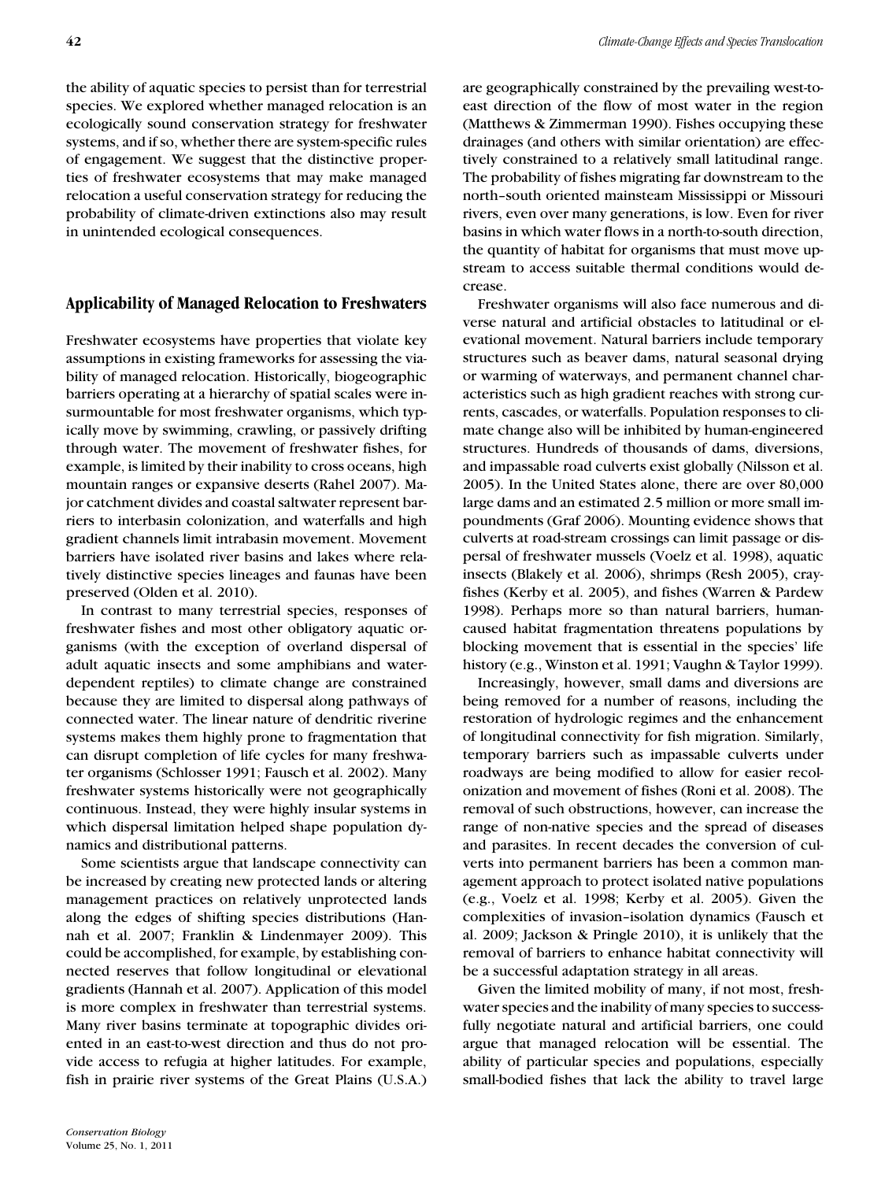the ability of aquatic species to persist than for terrestrial species. We explored whether managed relocation is an ecologically sound conservation strategy for freshwater systems, and if so, whether there are system-specific rules of engagement. We suggest that the distinctive properties of freshwater ecosystems that may make managed relocation a useful conservation strategy for reducing the probability of climate-driven extinctions also may result in unintended ecological consequences.

## Applicability of Managed Relocation to Freshwaters

Freshwater ecosystems have properties that violate key assumptions in existing frameworks for assessing the viability of managed relocation. Historically, biogeographic barriers operating at a hierarchy of spatial scales were insurmountable for most freshwater organisms, which typically move by swimming, crawling, or passively drifting through water. The movement of freshwater fishes, for example, is limited by their inability to cross oceans, high mountain ranges or expansive deserts (Rahel 2007). Major catchment divides and coastal saltwater represent barriers to interbasin colonization, and waterfalls and high gradient channels limit intrabasin movement. Movement barriers have isolated river basins and lakes where relatively distinctive species lineages and faunas have been preserved (Olden et al. 2010).

In contrast to many terrestrial species, responses of freshwater fishes and most other obligatory aquatic organisms (with the exception of overland dispersal of adult aquatic insects and some amphibians and water-dependent reptiles) to climate change are constrained because they are limited to dispersal along pathways of connected water. The linear nature of dendritic riverine systems makes them highly prone to fragmentation that can disrupt completion of life cycles for many freshwater organisms (Schlosser 1991; Fausch et al. 2002). Many freshwater systems historically were not geographically continuous. Instead, they were highly insular systems in which dispersal limitation helped shape population dynamics and distributional patterns.

Some scientists argue that landscape connectivity can be increased by creating new protected lands or altering management practices on relatively unprotected lands along the edges of shifting species distributions (Hannah et al. 2007; Franklin & Lindenmayer 2009). This could be accomplished, for example, by establishing connected reserves that follow longitudinal or elevational gradients (Hannah et al. 2007). Application of this model is more complex in freshwater than terrestrial systems. Many river basins terminate at topographic divides oriented in an east-to-west direction and thus do not provide access to refugia at higher latitudes. For example, fish in prairie river systems of the Great Plains (U.S.A.) are geographically constrained by the prevailing west-to-east direction of the flow of most water in the region (Matthews & Zimmerman 1990). Fishes occupying these drainages (and others with similar orientation) are effectively constrained to a relatively small latitudinal range. The probability of fishes migrating far downstream to the north–south oriented mainsteam Mississippi or Missouri rivers, even over many generations, is low. Even for river basins in which water flows in a north-to-south direction, the quantity of habitat for organisms that must move upstream to access suitable thermal conditions would decrease.

Freshwater organisms will also face numerous and diverse natural and artificial obstacles to latitudinal or elevational movement. Natural barriers include temporary structures such as beaver dams, natural seasonal drying or warming of waterways, and permanent channel characteristics such as high gradient reaches with strong currents, cascades, or waterfalls. Population responses to climate change also will be inhibited by human-engineered structures. Hundreds of thousands of dams, diversions, and impassable road culverts exist globally (Nilsson et al. 2005). In the United States alone, there are over 80,000 large dams and an estimated 2.5 million or more small impoundments (Graf 2006). Mounting evidence shows that culverts at road-stream crossings can limit passage or dispersal of freshwater mussels (Voelz et al. 1998), aquatic insects (Blakely et al. 2006), shrimps (Resh 2005), crayfishes (Kerby et al. 2005), and fishes (Warren & Pardew 1998). Perhaps more so than natural barriers, human-caused habitat fragmentation threatens populations by blocking movement that is essential in the species' life history (e.g., Winston et al. 1991; Vaughn & Taylor 1999).

Increasingly, however, small dams and diversions are being removed for a number of reasons, including the restoration of hydrologic regimes and the enhancement of longitudinal connectivity for fish migration. Similarly, temporary barriers such as impassable culverts under roadways are being modified to allow for easier recolonization and movement of fishes (Roni et al. 2008). The removal of such obstructions, however, can increase the range of non-native species and the spread of diseases and parasites. In recent decades the conversion of culverts into permanent barriers has been a common management approach to protect isolated native populations (e.g., Voelz et al. 1998; Kerby et al. 2005). Given the complexities of invasion–isolation dynamics (Fausch et al. 2009; Jackson & Pringle 2010), it is unlikely that the removal of barriers to enhance habitat connectivity will be a successful adaptation strategy in all areas.

Given the limited mobility of many, if not most, freshwater species and the inability of many species to successfully negotiate natural and artificial barriers, one could argue that managed relocation will be essential. The ability of particular species and populations, especially small-bodied fishes that lack the ability to travel large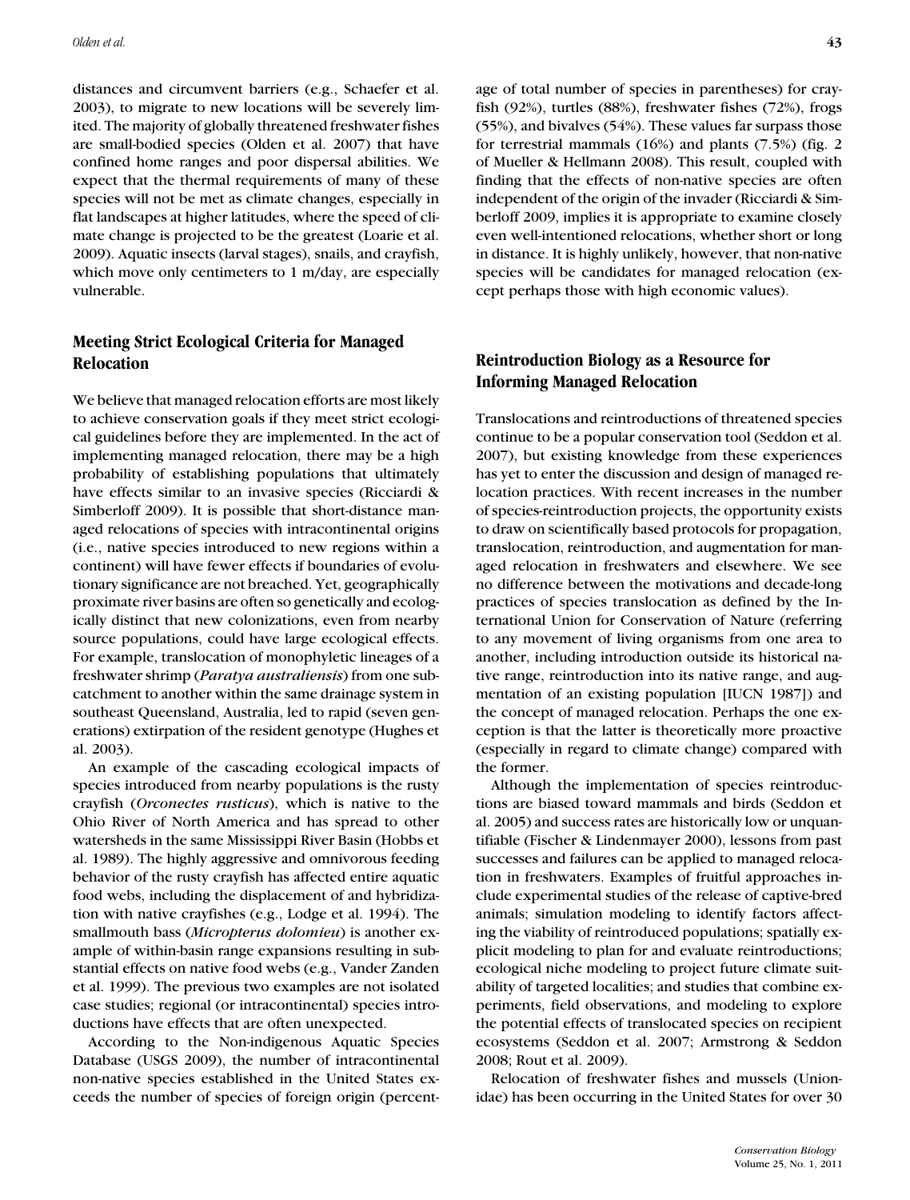distances and circumvent barriers (e.g., Schaefer et al. 2003), to migrate to new locations will be severely limited. The majority of globally threatened freshwater fishes are small-bodied species (Olden et al. 2007) that have confined home ranges and poor dispersal abilities. We expect that the thermal requirements of many of these species will not be met as climate changes, especially in flat landscapes at higher latitudes, where the speed of climate change is projected to be the greatest (Loarie et al. 2009). Aquatic insects (larval stages), snails, and crayfish, which move only centimeters to 1 m/day, are especially vulnerable.

## Meeting Strict Ecological Criteria for Managed Relocation

We believe that managed relocation efforts are most likely to achieve conservation goals if they meet strict ecological guidelines before they are implemented. In the act of implementing managed relocation, there may be a high probability of establishing populations that ultimately have effects similar to an invasive species (Ricciardi & Simberloff 2009). It is possible that short-distance managed relocations of species with intracontinental origins (i.e., native species introduced to new regions within a continent) will have fewer effects if boundaries of evolutionary significance are not breached. Yet, geographically proximate river basins are often so genetically and ecologically distinct that new colonizations, even from nearby source populations, could have large ecological effects. For example, translocation of monophyletic lineages of a freshwater shrimp (*Paratya australiensis*) from one subcatchment to another within the same drainage system in southeast Queensland, Australia, led to rapid (seven generations) extirpation of the resident genotype (Hughes et al. 2003).

An example of the cascading ecological impacts of species introduced from nearby populations is the rusty crayfish (*Orconectes rusticus*), which is native to the Ohio River of North America and has spread to other watersheds in the same Mississippi River Basin (Hobbs et al. 1989). The highly aggressive and omnivorous feeding behavior of the rusty crayfish has affected entire aquatic food webs, including the displacement of and hybridization with native crayfishes (e.g., Lodge et al. 1994). The smallmouth bass (*Micropterus dolomieu*) is another example of within-basin range expansions resulting in substantial effects on native food webs (e.g., Vander Zanden et al. 1999). The previous two examples are not isolated case studies; regional (or intracontinental) species introductions have effects that are often unexpected.

According to the Non-indigenous Aquatic Species Database (USGS 2009), the number of intracontinental non-native species established in the United States exceeds the number of species of foreign origin (percentage of total number of species in parentheses) for crayfish (92%), turtles (88%), freshwater fishes (72%), frogs (55%), and bivalves (54%). These values far surpass those for terrestrial mammals (16%) and plants (7.5%) (fig. 2 of Mueller & Hellmann 2008). This result, coupled with finding that the effects of non-native species are often independent of the origin of the invader (Ricciardi & Simberloff 2009, implies it is appropriate to examine closely even well-intentioned relocations, whether short or long in distance. It is highly unlikely, however, that non-native species will be candidates for managed relocation (except perhaps those with high economic values).

## Reintroduction Biology as a Resource for Informing Managed Relocation

Translocations and reintroductions of threatened species continue to be a popular conservation tool (Seddon et al. 2007), but existing knowledge from these experiences has yet to enter the discussion and design of managed relocation practices. With recent increases in the number of species-reintroduction projects, the opportunity exists to draw on scientifically based protocols for propagation, translocation, reintroduction, and augmentation for managed relocation in freshwaters and elsewhere. We see no difference between the motivations and decade-long practices of species translocation as defined by the International Union for Conservation of Nature (referring to any movement of living organisms from one area to another, including introduction outside its historical native range, reintroduction into its native range, and augmentation of an existing population [IUCN 1987]) and the concept of managed relocation. Perhaps the one exception is that the latter is theoretically more proactive (especially in regard to climate change) compared with the former.

Although the implementation of species reintroductions are biased toward mammals and birds (Seddon et al. 2005) and success rates are historically low or unquantifiable (Fischer & Lindenmayer 2000), lessons from past successes and failures can be applied to managed relocation in freshwaters. Examples of fruitful approaches include experimental studies of the release of captive-bred animals; simulation modeling to identify factors affecting the viability of reintroduced populations; spatially explicit modeling to plan for and evaluate reintroductions; ecological niche modeling to project future climate suitability of targeted localities; and studies that combine experiments, field observations, and modeling to explore the potential effects of translocated species on recipient ecosystems (Seddon et al. 2007; Armstrong & Seddon 2008; Rout et al. 2009).

Relocation of freshwater fishes and mussels (Unionidae) has been occurring in the United States for over 30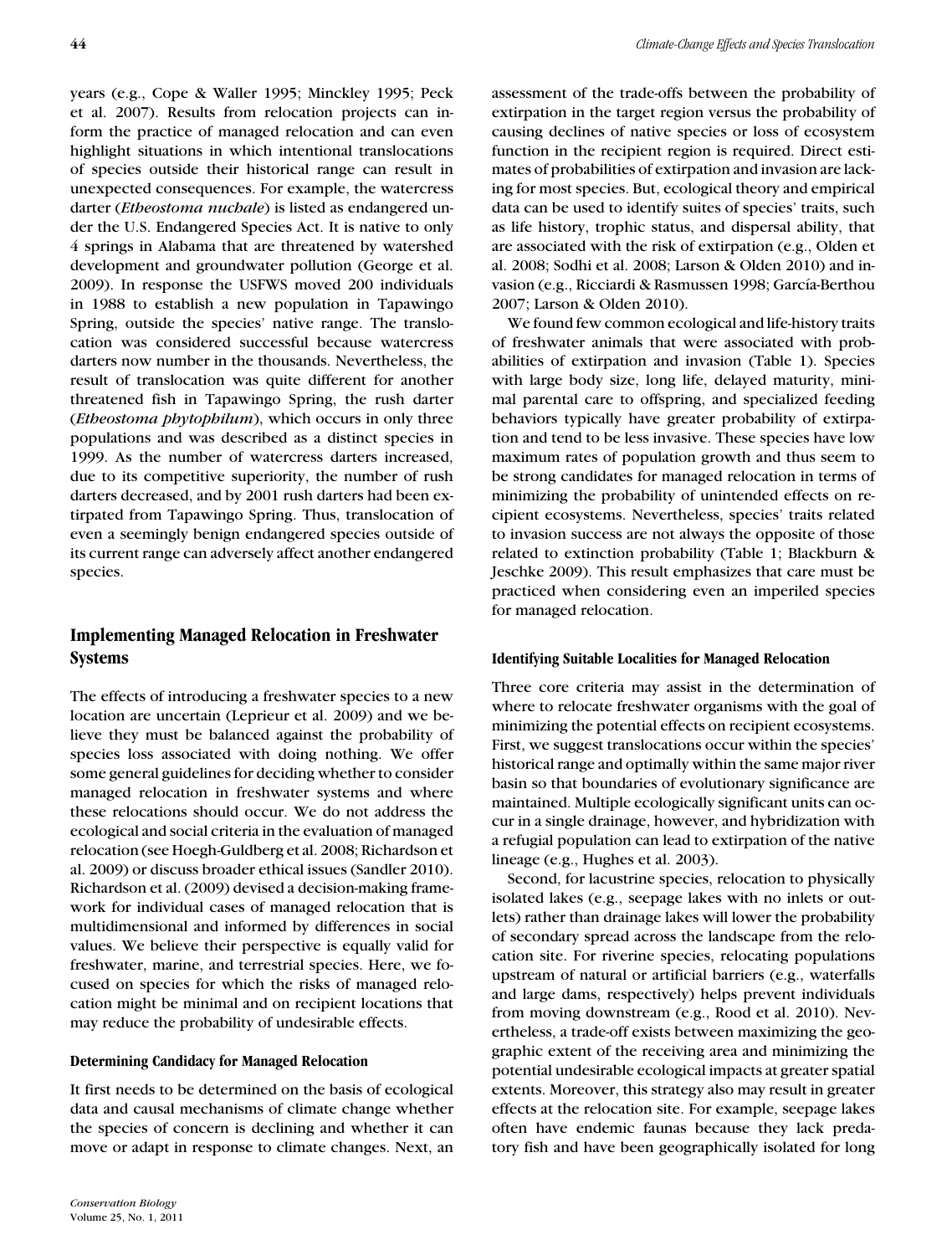years (e.g., Cope & Waller 1995; Minckley 1995; Peck et al. 2007). Results from relocation projects can inform the practice of managed relocation and can even highlight situations in which intentional translocations of species outside their historical range can result in unexpected consequences. For example, the watercress darter (*Etheostoma nuchale*) is listed as endangered under the U.S. Endangered Species Act. It is native to only 4 springs in Alabama that are threatened by watershed development and groundwater pollution (George et al. 2009). In response the USFWS moved 200 individuals in 1988 to establish a new population in Tapawingo Spring, outside the species' native range. The translocation was considered successful because watercress darters now number in the thousands. Nevertheless, the result of translocation was quite different for another threatened fish in Tapawingo Spring, the rush darter (*Etheostoma phytophilum*), which occurs in only three populations and was described as a distinct species in 1999. As the number of watercress darters increased, due to its competitive superiority, the number of rush darters decreased, and by 2001 rush darters had been extirpated from Tapawingo Spring. Thus, translocation of even a seemingly benign endangered species outside of its current range can adversely affect another endangered species.

## Implementing Managed Relocation in Freshwater Systems

The effects of introducing a freshwater species to a new location are uncertain (Leprieur et al. 2009) and we believe they must be balanced against the probability of species loss associated with doing nothing. We offer some general guidelines for deciding whether to consider managed relocation in freshwater systems and where these relocations should occur. We do not address the ecological and social criteria in the evaluation of managed relocation (see Hoegh-Guldberg et al. 2008; Richardson et al. 2009) or discuss broader ethical issues (Sandler 2010). Richardson et al. (2009) devised a decision-making framework for individual cases of managed relocation that is multidimensional and informed by differences in social values. We believe their perspective is equally valid for freshwater, marine, and terrestrial species. Here, we focused on species for which the risks of managed relocation might be minimal and on recipient locations that may reduce the probability of undesirable effects.

### Determining Candidacy for Managed Relocation

It first needs to be determined on the basis of ecological data and causal mechanisms of climate change whether the species of concern is declining and whether it can move or adapt in response to climate changes. Next, an assessment of the trade-offs between the probability of extirpation in the target region versus the probability of causing declines of native species or loss of ecosystem function in the recipient region is required. Direct estimates of probabilities of extirpation and invasion are lacking for most species. But, ecological theory and empirical data can be used to identify suites of species' traits, such as life history, trophic status, and dispersal ability, that are associated with the risk of extirpation (e.g., Olden et al. 2008; Sodhi et al. 2008; Larson & Olden 2010) and invasion (e.g., Ricciardi & Rasmussen 1998; García-Berthou 2007; Larson & Olden 2010).

We found few common ecological and life-history traits of freshwater animals that were associated with probabilities of extirpation and invasion (Table 1). Species with large body size, long life, delayed maturity, minimal parental care to offspring, and specialized feeding behaviors typically have greater probability of extirpation and tend to be less invasive. These species have low maximum rates of population growth and thus seem to be strong candidates for managed relocation in terms of minimizing the probability of unintended effects on recipient ecosystems. Nevertheless, species' traits related to invasion success are not always the opposite of those related to extinction probability (Table 1; Blackburn & Jeschke 2009). This result emphasizes that care must be practiced when considering even an imperiled species for managed relocation.

### Identifying Suitable Localities for Managed Relocation

Three core criteria may assist in the determination of where to relocate freshwater organisms with the goal of minimizing the potential effects on recipient ecosystems. First, we suggest translocations occur within the species' historical range and optimally within the same major river basin so that boundaries of evolutionary significance are maintained. Multiple ecologically significant units can occur in a single drainage, however, and hybridization with a refugial population can lead to extirpation of the native lineage (e.g., Hughes et al. 2003).

Second, for lacustrine species, relocation to physically isolated lakes (e.g., seepage lakes with no inlets or outlets) rather than drainage lakes will lower the probability of secondary spread across the landscape from the relocation site. For riverine species, relocating populations upstream of natural or artificial barriers (e.g., waterfalls and large dams, respectively) helps prevent individuals from moving downstream (e.g., Rood et al. 2010). Nevertheless, a trade-off exists between maximizing the geographic extent of the receiving area and minimizing the potential undesirable ecological impacts at greater spatial extents. Moreover, this strategy also may result in greater effects at the relocation site. For example, seepage lakes often have endemic faunas because they lack predatory fish and have been geographically isolated for long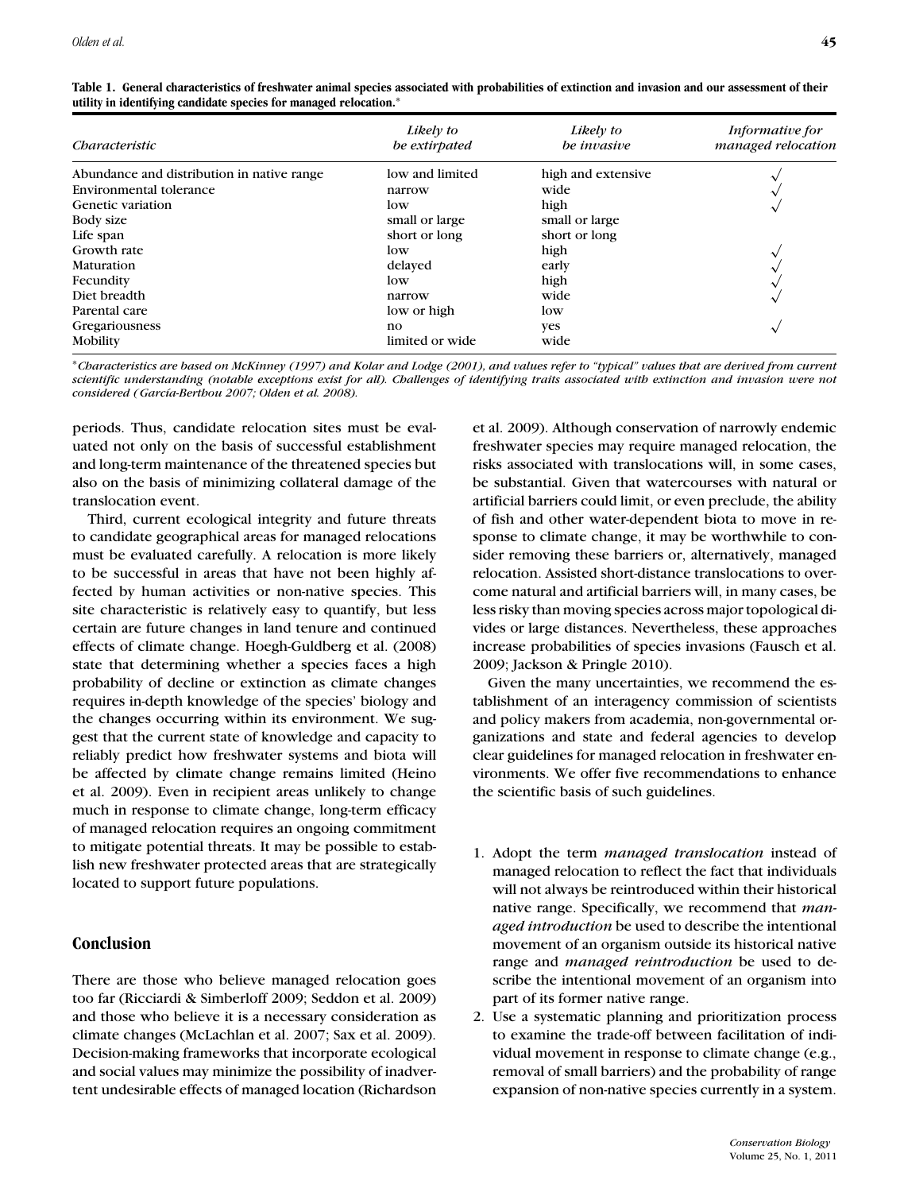**Table 1. General characteristics of freshwater animal species associated with probabilities of extinction and invasion and our assessment of their utility in identifying candidate species for managed relocation.***

| *Characteristic* | *Likely to be extirpated* | *Likely to be invasive* | *Informative for managed relocation* |
|---|---|---|---|
| Abundance and distribution in native range | low and limited | high and extensive | √ |
| Environmental tolerance | narrow | wide | √ |
| Genetic variation | low | high | √ |
| Body size | small or large | small or large | |
| Life span | short or long | short or long | |
| Growth rate | low | high | √ |
| Maturation | delayed | early | √ |
| Fecundity | low | high | √ |
| Diet breadth | narrow | wide | √ |
| Parental care | low or high | low | |
| Gregariousness | no | yes | √ |
| Mobility | limited or wide | wide | |

**Characteristics are based on McKinney (1997) and Kolar and Lodge (2001), and values refer to "typical" values that are derived from current scientific understanding (notable exceptions exist for all). Challenges of identifying traits associated with extinction and invasion were not considered (García-Berthou 2007; Olden et al. 2008).*

periods. Thus, candidate relocation sites must be evaluated not only on the basis of successful establishment and long-term maintenance of the threatened species but also on the basis of minimizing collateral damage of the translocation event.

Third, current ecological integrity and future threats to candidate geographical areas for managed relocations must be evaluated carefully. A relocation is more likely to be successful in areas that have not been highly affected by human activities or non-native species. This site characteristic is relatively easy to quantify, but less certain are future changes in land tenure and continued effects of climate change. Hoegh-Guldberg et al. (2008) state that determining whether a species faces a high probability of decline or extinction as climate changes requires in-depth knowledge of the species' biology and the changes occurring within its environment. We suggest that the current state of knowledge and capacity to reliably predict how freshwater systems and biota will be affected by climate change remains limited (Heino et al. 2009). Even in recipient areas unlikely to change much in response to climate change, long-term efficacy of managed relocation requires an ongoing commitment to mitigate potential threats. It may be possible to establish new freshwater protected areas that are strategically located to support future populations.

## Conclusion

There are those who believe managed relocation goes too far (Ricciardi & Simberloff 2009; Seddon et al. 2009) and those who believe it is a necessary consideration as climate changes (McLachlan et al. 2007; Sax et al. 2009). Decision-making frameworks that incorporate ecological and social values may minimize the possibility of inadvertent undesirable effects of managed location (Richardson et al. 2009). Although conservation of narrowly endemic freshwater species may require managed relocation, the risks associated with translocations will, in some cases, be substantial. Given that watercourses with natural or artificial barriers could limit, or even preclude, the ability of fish and other water-dependent biota to move in response to climate change, it may be worthwhile to consider removing these barriers or, alternatively, managed relocation. Assisted short-distance translocations to overcome natural and artificial barriers will, in many cases, be less risky than moving species across major topological divides or large distances. Nevertheless, these approaches increase probabilities of species invasions (Fausch et al. 2009; Jackson & Pringle 2010).

Given the many uncertainties, we recommend the establishment of an interagency commission of scientists and policy makers from academia, non-governmental organizations and state and federal agencies to develop clear guidelines for managed relocation in freshwater environments. We offer five recommendations to enhance the scientific basis of such guidelines.

1. Adopt the term *managed translocation* instead of managed relocation to reflect the fact that individuals will not always be reintroduced within their historical native range. Specifically, we recommend that *managed introduction* be used to describe the intentional movement of an organism outside its historical native range and *managed reintroduction* be used to describe the intentional movement of an organism into part of its former native range.
2. Use a systematic planning and prioritization process to examine the trade-off between facilitation of individual movement in response to climate change (e.g., removal of small barriers) and the probability of range expansion of non-native species currently in a system.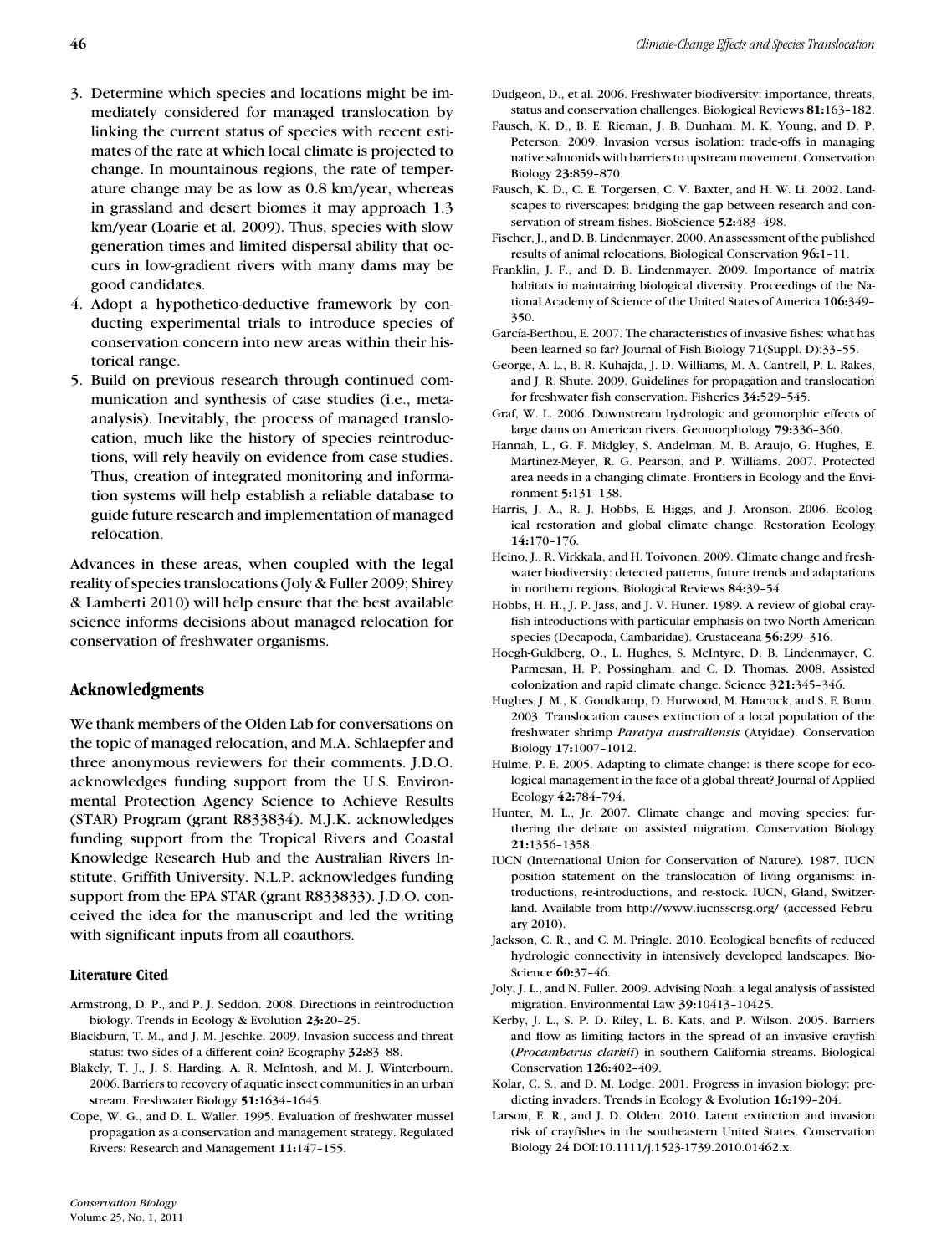3. Determine which species and locations might be immediately considered for managed translocation by linking the current status of species with recent estimates of the rate at which local climate is projected to change. In mountainous regions, the rate of temperature change may be as low as 0.8 km/year, whereas in grassland and desert biomes it may approach 1.3 km/year (Loarie et al. 2009). Thus, species with slow generation times and limited dispersal ability that occurs in low-gradient rivers with many dams may be good candidates.
4. Adopt a hypothetico-deductive framework by conducting experimental trials to introduce species of conservation concern into new areas within their historical range.
5. Build on previous research through continued communication and synthesis of case studies (i.e., meta-analysis). Inevitably, the process of managed translocation, much like the history of species reintroductions, will rely heavily on evidence from case studies. Thus, creation of integrated monitoring and information systems will help establish a reliable database to guide future research and implementation of managed relocation.

Advances in these areas, when coupled with the legal reality of species translocations (Joly & Fuller 2009; Shirey & Lamberti 2010) will help ensure that the best available science informs decisions about managed relocation for conservation of freshwater organisms.

## Acknowledgments

We thank members of the Olden Lab for conversations on the topic of managed relocation, and M.A. Schlaepfer and three anonymous reviewers for their comments. J.D.O. acknowledges funding support from the U.S. Environmental Protection Agency Science to Achieve Results (STAR) Program (grant R833834). M.J.K. acknowledges funding support from the Tropical Rivers and Coastal Knowledge Research Hub and the Australian Rivers Institute, Griffith University. N.L.P. acknowledges funding support from the EPA STAR (grant R833833). J.D.O. conceived the idea for the manuscript and led the writing with significant inputs from all coauthors.

### Literature Cited

Armstrong, D. P., and P. J. Seddon. 2008. Directions in reintroduction biology. Trends in Ecology & Evolution **23:**20–25.

Blackburn, T. M., and J. M. Jeschke. 2009. Invasion success and threat status: two sides of a different coin? Ecography **32:**83–88.

Blakely, T. J., J. S. Harding, A. R. McIntosh, and M. J. Winterbourn. 2006. Barriers to recovery of aquatic insect communities in an urban stream. Freshwater Biology **51:**1634–1645.

Cope, W. G., and D. L. Waller. 1995. Evaluation of freshwater mussel propagation as a conservation and management strategy. Regulated Rivers: Research and Management **11:**147–155.

Dudgeon, D., et al. 2006. Freshwater biodiversity: importance, threats, status and conservation challenges. Biological Reviews **81:**163–182.

Fausch, K. D., B. E. Rieman, J. B. Dunham, M. K. Young, and D. P. Peterson. 2009. Invasion versus isolation: trade-offs in managing native salmonids with barriers to upstream movement. Conservation Biology **23:**859–870.

Fausch, K. D., C. E. Torgersen, C. V. Baxter, and H. W. Li. 2002. Landscapes to riverscapes: bridging the gap between research and conservation of stream fishes. BioScience **52:**483–498.

Fischer, J., and D. B. Lindenmayer. 2000. An assessment of the published results of animal relocations. Biological Conservation **96:**1–11.

Franklin, J. F., and D. B. Lindenmayer. 2009. Importance of matrix habitats in maintaining biological diversity. Proceedings of the National Academy of Science of the United States of America **106:**349–350.

García-Berthou, E. 2007. The characteristics of invasive fishes: what has been learned so far? Journal of Fish Biology **71**(Suppl. D):33–55.

George, A. L., B. R. Kuhajda, J. D. Williams, M. A. Cantrell, P. L. Rakes, and J. R. Shute. 2009. Guidelines for propagation and translocation for freshwater fish conservation. Fisheries **34:**529–545.

Graf, W. L. 2006. Downstream hydrologic and geomorphic effects of large dams on American rivers. Geomorphology **79:**336–360.

Hannah, L., G. F. Midgley, S. Andelman, M. B. Araujo, G. Hughes, E. Martinez-Meyer, R. G. Pearson, and P. Williams. 2007. Protected area needs in a changing climate. Frontiers in Ecology and the Environment **5:**131–138.

Harris, J. A., R. J. Hobbs, E. Higgs, and J. Aronson. 2006. Ecological restoration and global climate change. Restoration Ecology **14:**170–176.

Heino, J., R. Virkkala, and H. Toivonen. 2009. Climate change and freshwater biodiversity: detected patterns, future trends and adaptations in northern regions. Biological Reviews **84:**39–54.

Hobbs, H. H., J. P. Jass, and J. V. Huner. 1989. A review of global crayfish introductions with particular emphasis on two North American species (Decapoda, Cambaridae). Crustaceana **56:**299–316.

Hoegh-Guldberg, O., L. Hughes, S. McIntyre, D. B. Lindenmayer, C. Parmesan, H. P. Possingham, and C. D. Thomas. 2008. Assisted colonization and rapid climate change. Science **321:**345–346.

Hughes, J. M., K. Goudkamp, D. Hurwood, M. Hancock, and S. E. Bunn. 2003. Translocation causes extinction of a local population of the freshwater shrimp *Paratya australiensis* (Atyidae). Conservation Biology **17:**1007–1012.

Hulme, P. E. 2005. Adapting to climate change: is there scope for ecological management in the face of a global threat? Journal of Applied Ecology **42:**784–794.

Hunter, M. L., Jr. 2007. Climate change and moving species: furthering the debate on assisted migration. Conservation Biology **21:**1356–1358.

IUCN (International Union for Conservation of Nature). 1987. IUCN position statement on the translocation of living organisms: introductions, re-introductions, and re-stock. IUCN, Gland, Switzerland. Available from http://www.iucnsscrsg.org/ (accessed February 2010).

Jackson, C. R., and C. M. Pringle. 2010. Ecological benefits of reduced hydrologic connectivity in intensively developed landscapes. BioScience **60:**37–46.

Joly, J. L., and N. Fuller. 2009. Advising Noah: a legal analysis of assisted migration. Environmental Law **39:**10413–10425.

Kerby, J. L., S. P. D. Riley, L. B. Kats, and P. Wilson. 2005. Barriers and flow as limiting factors in the spread of an invasive crayfish (*Procambarus clarkii*) in southern California streams. Biological Conservation **126:**402–409.

Kolar, C. S., and D. M. Lodge. 2001. Progress in invasion biology: predicting invaders. Trends in Ecology & Evolution **16:**199–204.

Larson, E. R., and J. D. Olden. 2010. Latent extinction and invasion risk of crayfishes in the southeastern United States. Conservation Biology **24** DOI:10.1111/j.1523-1739.2010.01462.x.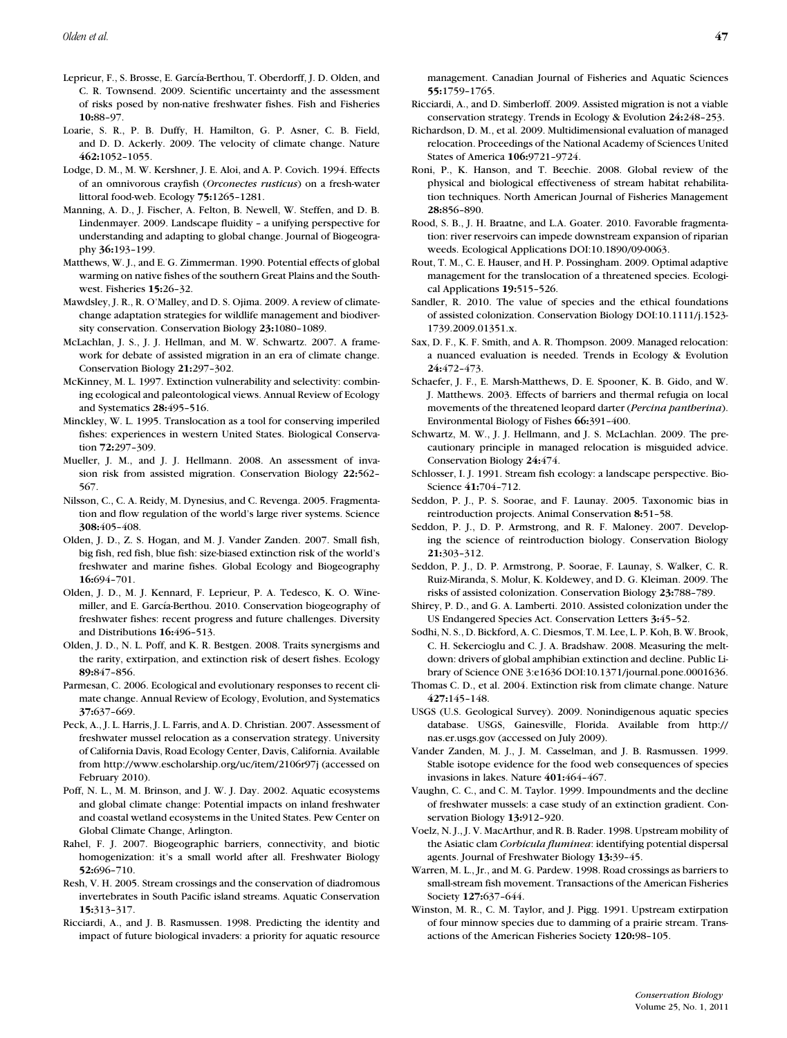Leprieur, F., S. Brosse, E. García-Berthou, T. Oberdorff, J. D. Olden, and C. R. Townsend. 2009. Scientific uncertainty and the assessment of risks posed by non-native freshwater fishes. Fish and Fisheries **10:**88–97.

Loarie, S. R., P. B. Duffy, H. Hamilton, G. P. Asner, C. B. Field, and D. D. Ackerly. 2009. The velocity of climate change. Nature **462:**1052–1055.

Lodge, D. M., M. W. Kershner, J. E. Aloi, and A. P. Covich. 1994. Effects of an omnivorous crayfish (*Orconectes rusticus*) on a fresh-water littoral food-web. Ecology **75:**1265–1281.

Manning, A. D., J. Fischer, A. Felton, B. Newell, W. Steffen, and D. B. Lindenmayer. 2009. Landscape fluidity – a unifying perspective for understanding and adapting to global change. Journal of Biogeography **36:**193–199.

Matthews, W. J., and E. G. Zimmerman. 1990. Potential effects of global warming on native fishes of the southern Great Plains and the Southwest. Fisheries **15:**26–32.

Mawdsley, J. R., R. O'Malley, and D. S. Ojima. 2009. A review of climate-change adaptation strategies for wildlife management and biodiversity conservation. Conservation Biology **23:**1080–1089.

McLachlan, J. S., J. J. Hellman, and M. W. Schwartz. 2007. A framework for debate of assisted migration in an era of climate change. Conservation Biology **21:**297–302.

McKinney, M. L. 1997. Extinction vulnerability and selectivity: combining ecological and paleontological views. Annual Review of Ecology and Systematics **28:**495–516.

Minckley, W. L. 1995. Translocation as a tool for conserving imperiled fishes: experiences in western United States. Biological Conservation **72:**297–309.

Mueller, J. M., and J. J. Hellmann. 2008. An assessment of invasion risk from assisted migration. Conservation Biology **22:**562–567.

Nilsson, C., C. A. Reidy, M. Dynesius, and C. Revenga. 2005. Fragmentation and flow regulation of the world's large river systems. Science **308:**405–408.

Olden, J. D., Z. S. Hogan, and M. J. Vander Zanden. 2007. Small fish, big fish, red fish, blue fish: size-biased extinction risk of the world's freshwater and marine fishes. Global Ecology and Biogeography **16:**694–701.

Olden, J. D., M. J. Kennard, F. Leprieur, P. A. Tedesco, K. O. Winemiller, and E. García-Berthou. 2010. Conservation biogeography of freshwater fishes: recent progress and future challenges. Diversity and Distributions **16:**496–513.

Olden, J. D., N. L. Poff, and K. R. Bestgen. 2008. Traits synergisms and the rarity, extirpation, and extinction risk of desert fishes. Ecology **89:**847–856.

Parmesan, C. 2006. Ecological and evolutionary responses to recent climate change. Annual Review of Ecology, Evolution, and Systematics **37:**637–669.

Peck, A., J. L. Harris, J. L. Farris, and A. D. Christian. 2007. Assessment of freshwater mussel relocation as a conservation strategy. University of California Davis, Road Ecology Center, Davis, California. Available from http://www.escholarship.org/uc/item/2106r97j (accessed on February 2010).

Poff, N. L., M. M. Brinson, and J. W. J. Day. 2002. Aquatic ecosystems and global climate change: Potential impacts on inland freshwater and coastal wetland ecosystems in the United States. Pew Center on Global Climate Change, Arlington.

Rahel, F. J. 2007. Biogeographic barriers, connectivity, and biotic homogenization: it's a small world after all. Freshwater Biology **52:**696–710.

Resh, V. H. 2005. Stream crossings and the conservation of diadromous invertebrates in South Pacific island streams. Aquatic Conservation **15:**313–317.

Ricciardi, A., and J. B. Rasmussen. 1998. Predicting the identity and impact of future biological invaders: a priority for aquatic resource management. Canadian Journal of Fisheries and Aquatic Sciences **55:**1759–1765.

Ricciardi, A., and D. Simberloff. 2009. Assisted migration is not a viable conservation strategy. Trends in Ecology & Evolution **24:**248–253.

Richardson, D. M., et al. 2009. Multidimensional evaluation of managed relocation. Proceedings of the National Academy of Sciences United States of America **106:**9721–9724.

Roni, P., K. Hanson, and T. Beechie. 2008. Global review of the physical and biological effectiveness of stream habitat rehabilitation techniques. North American Journal of Fisheries Management **28:**856–890.

Rood, S. B., J. H. Braatne, and L.A. Goater. 2010. Favorable fragmentation: river reservoirs can impede downstream expansion of riparian weeds. Ecological Applications DOI:10.1890/09-0063.

Rout, T. M., C. E. Hauser, and H. P. Possingham. 2009. Optimal adaptive management for the translocation of a threatened species. Ecological Applications **19:**515–526.

Sandler, R. 2010. The value of species and the ethical foundations of assisted colonization. Conservation Biology DOI:10.1111/j.1523-1739.2009.01351.x.

Sax, D. F., K. F. Smith, and A. R. Thompson. 2009. Managed relocation: a nuanced evaluation is needed. Trends in Ecology & Evolution **24:**472–473.

Schaefer, J. F., E. Marsh-Matthews, D. E. Spooner, K. B. Gido, and W. J. Matthews. 2003. Effects of barriers and thermal refugia on local movements of the threatened leopard darter (*Percina pantherina*). Environmental Biology of Fishes **66:**391–400.

Schwartz, M. W., J. J. Hellmann, and J. S. McLachlan. 2009. The precautionary principle in managed relocation is misguided advice. Conservation Biology **24:**474.

Schlosser, I. J. 1991. Stream fish ecology: a landscape perspective. BioScience **41:**704–712.

Seddon, P. J., P. S. Soorae, and F. Launay. 2005. Taxonomic bias in reintroduction projects. Animal Conservation **8:**51–58.

Seddon, P. J., D. P. Armstrong, and R. F. Maloney. 2007. Developing the science of reintroduction biology. Conservation Biology **21:**303–312.

Seddon, P. J., D. P. Armstrong, P. Soorae, F. Launay, S. Walker, C. R. Ruiz-Miranda, S. Molur, K. Koldewey, and D. G. Kleiman. 2009. The risks of assisted colonization. Conservation Biology **23:**788–789.

Shirey, P. D., and G. A. Lamberti. 2010. Assisted colonization under the US Endangered Species Act. Conservation Letters **3:**45–52.

Sodhi, N. S., D. Bickford, A. C. Diesmos, T. M. Lee, L. P. Koh, B. W. Brook, C. H. Sekercioglu and C. J. A. Bradshaw. 2008. Measuring the meltdown: drivers of global amphibian extinction and decline. Public Library of Science ONE 3:e1636 DOI:10.1371/journal.pone.0001636.

Thomas C. D., et al. 2004. Extinction risk from climate change. Nature **427:**145–148.

USGS (U.S. Geological Survey). 2009. Nonindigenous aquatic species database. USGS, Gainesville, Florida. Available from http://nas.er.usgs.gov (accessed on July 2009).

Vander Zanden, M. J., J. M. Casselman, and J. B. Rasmussen. 1999. Stable isotope evidence for the food web consequences of species invasions in lakes. Nature **401:**464–467.

Vaughn, C. C., and C. M. Taylor. 1999. Impoundments and the decline of freshwater mussels: a case study of an extinction gradient. Conservation Biology **13:**912–920.

Voelz, N. J., J. V. MacArthur, and R. B. Rader. 1998. Upstream mobility of the Asiatic clam *Corbicula fluminea*: identifying potential dispersal agents. Journal of Freshwater Biology **13:**39–45.

Warren, M. L., Jr., and M. G. Pardew. 1998. Road crossings as barriers to small-stream fish movement. Transactions of the American Fisheries Society **127:**637–644.

Winston, M. R., C. M. Taylor, and J. Pigg. 1991. Upstream extirpation of four minnow species due to damming of a prairie stream. Transactions of the American Fisheries Society **120:**98–105.